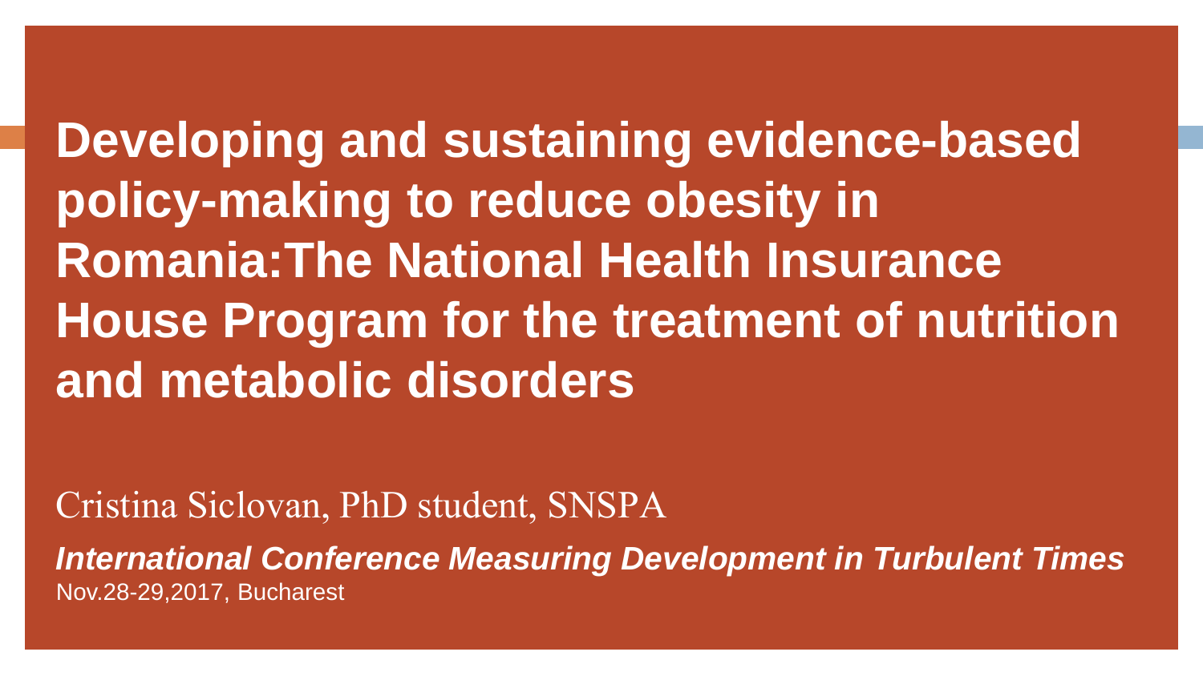# Developing and sustaining evidence-based policy-making to reduce obesity in Romania:The National Health Insurance House Program for the treatment of nutrition and metabolic disorders

Cristina Siclovan, PhD student, SNSPA

***International Conference Measuring Development in Turbulent Times***

Nov.28-29,2017, Bucharest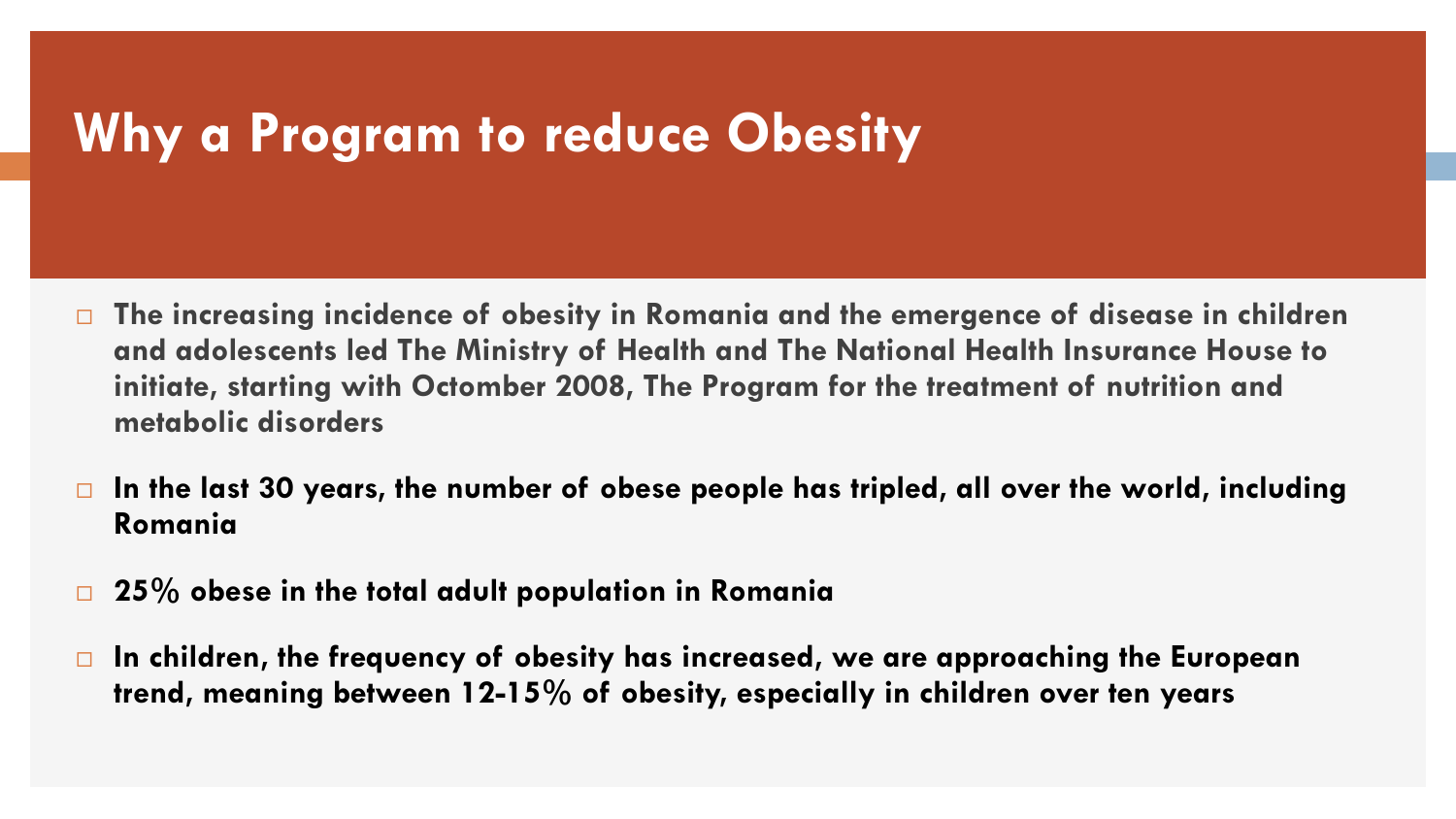# Why a Program to reduce Obesity

- **The increasing incidence of obesity in Romania and the emergence of disease in children and adolescents led The Ministry of Health and The National Health Insurance House to initiate, starting with Octomber 2008, The Program for the treatment of nutrition and metabolic disorders**
- **In the last 30 years, the number of obese people has tripled, all over the world, including Romania**
- **25% obese in the total adult population in Romania**
- **In children, the frequency of obesity has increased, we are approaching the European trend, meaning between 12-15% of obesity, especially in children over ten years**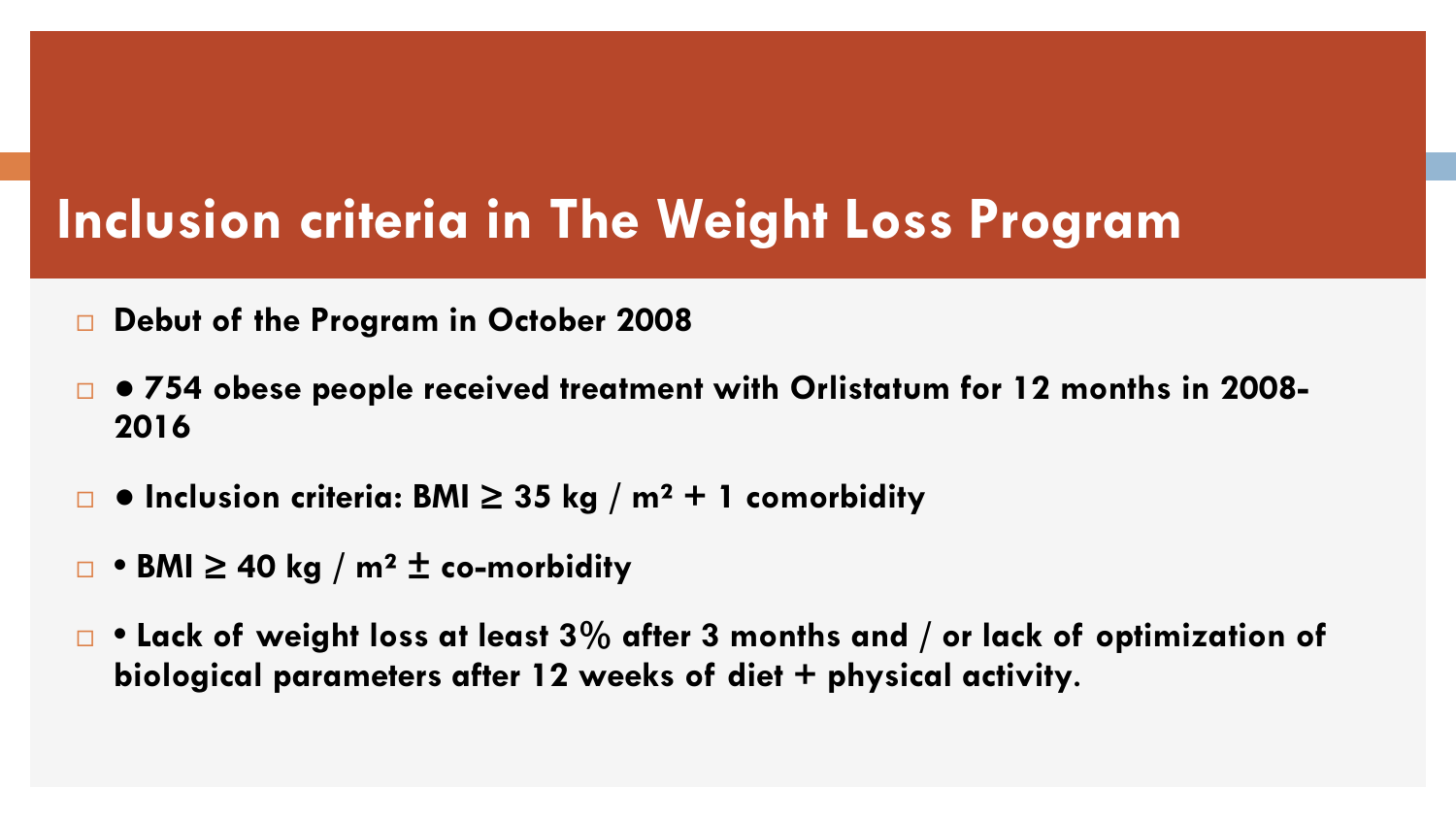# Inclusion criteria in The Weight Loss Program

- **Debut of the Program in October 2008**
- **● 754 obese people received treatment with Orlistatum for 12 months in 2008-2016**
- **● Inclusion criteria: BMI ≥ 35 kg / m² + 1 comorbidity**
- **• BMI ≥ 40 kg / m² ± co-morbidity**
- **• Lack of weight loss at least 3% after 3 months and / or lack of optimization of biological parameters after 12 weeks of diet + physical activity.**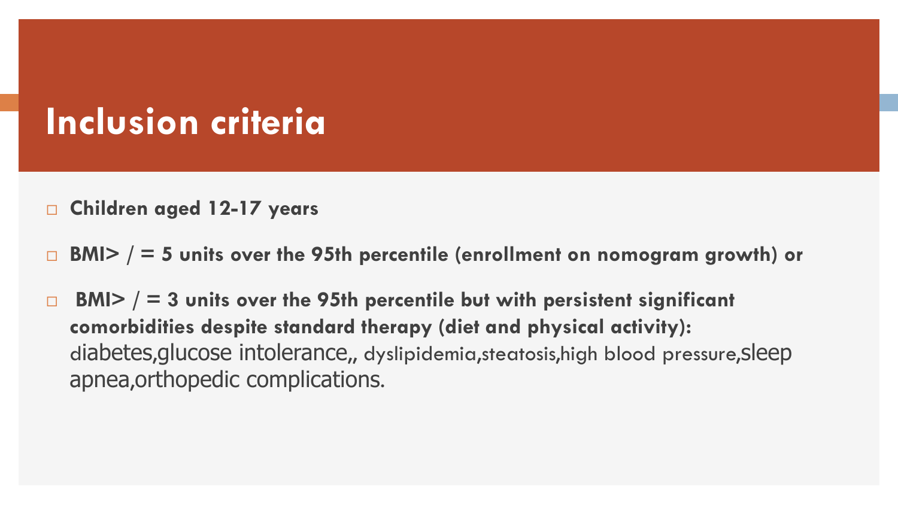# Inclusion criteria

- **Children aged 12-17 years**
- **BMI> / = 5 units over the 95th percentile (enrollment on nomogram growth) or**
- **BMI> / = 3 units over the 95th percentile but with persistent significant comorbidities despite standard therapy (diet and physical activity):** diabetes,glucose intolerance,, dyslipidemia,steatosis,high blood pressure,sleep apnea,orthopedic complications.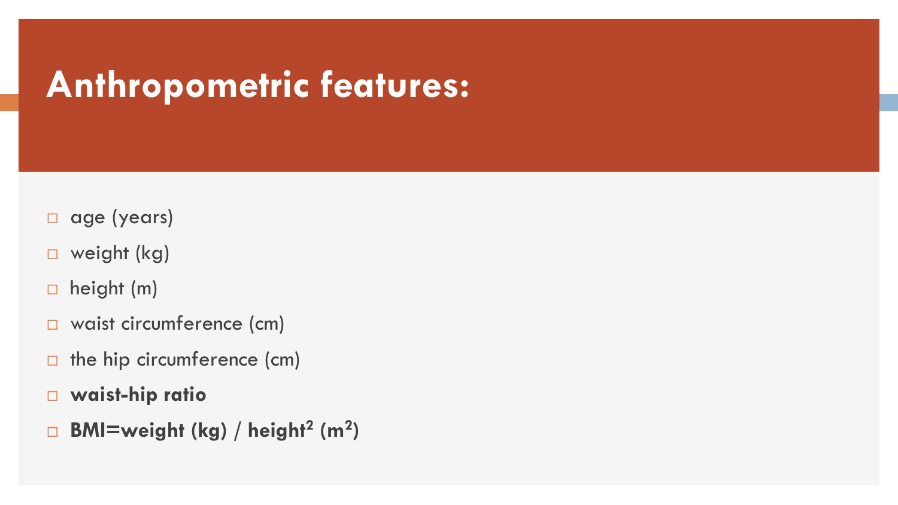# Anthropometric features:

- age (years)
- weight (kg)
- height (m)
- waist circumference (cm)
- the hip circumference (cm)
- **waist-hip ratio**
- **BMI=weight (kg) / height$^2$ (m$^2$)**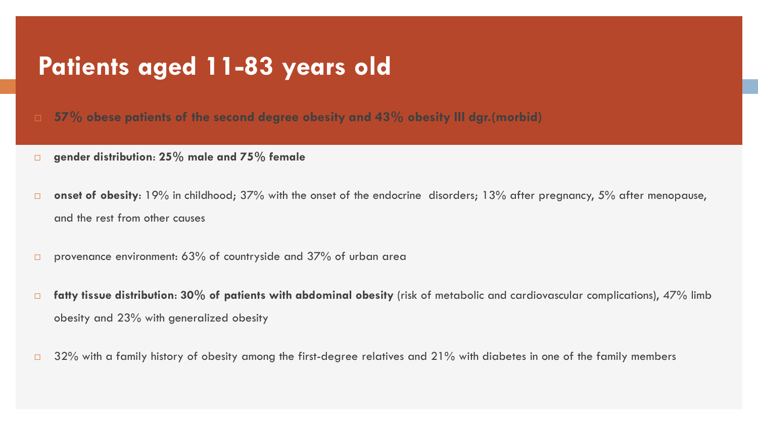# Patients aged 11-83 years old

- **57% obese patients of the second degree obesity and 43% obesity III dgr.(morbid)**
- **gender distribution: 25% male and 75% female**
- **onset of obesity**: 19% in childhood; 37% with the onset of the endocrine disorders; 13% after pregnancy, 5% after menopause, and the rest from other causes
- provenance environment: 63% of countryside and 37% of urban area
- **fatty tissue distribution: 30% of patients with abdominal obesity** (risk of metabolic and cardiovascular complications), 47% limb obesity and 23% with generalized obesity
- 32% with a family history of obesity among the first-degree relatives and 21% with diabetes in one of the family members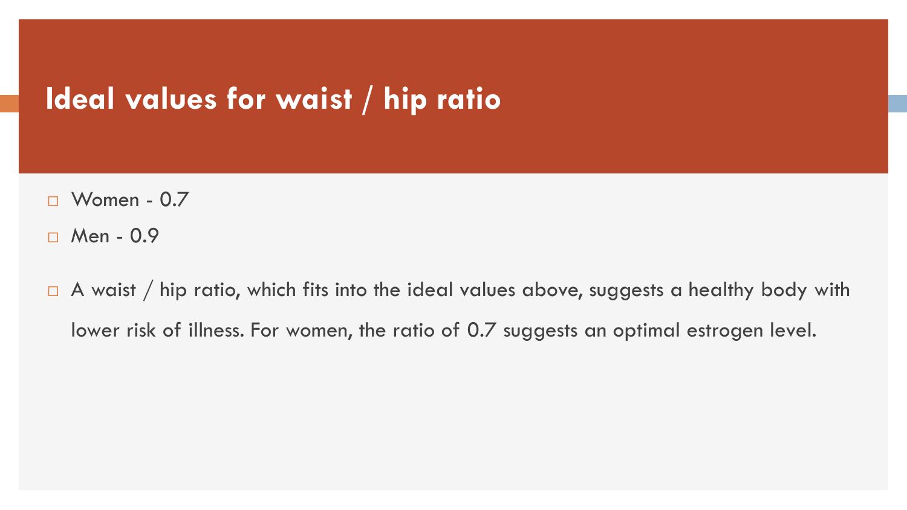# Ideal values for waist / hip ratio

- Women - 0.7
- Men - 0.9

- A waist / hip ratio, which fits into the ideal values above, suggests a healthy body with lower risk of illness. For women, the ratio of 0.7 suggests an optimal estrogen level.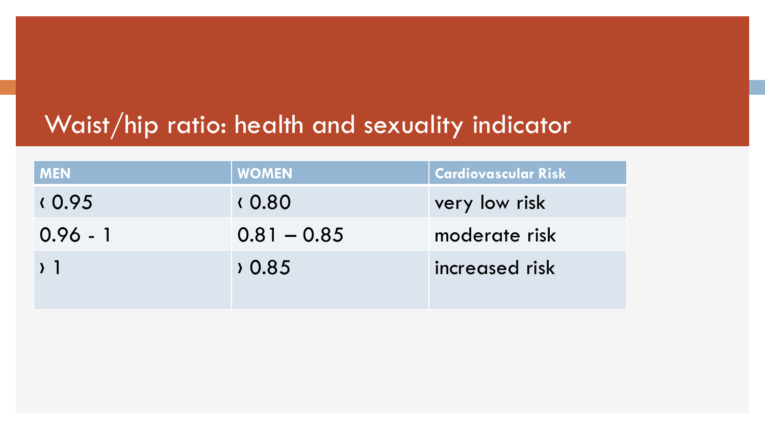# Waist/hip ratio: health and sexuality indicator

| MEN | WOMEN | Cardiovascular Risk |
| --- | --- | --- |
| ‹ 0.95 | ‹ 0.80 | very low risk |
| 0.96 - 1 | 0.81 – 0.85 | moderate risk |
| › 1 | › 0.85 | increased risk |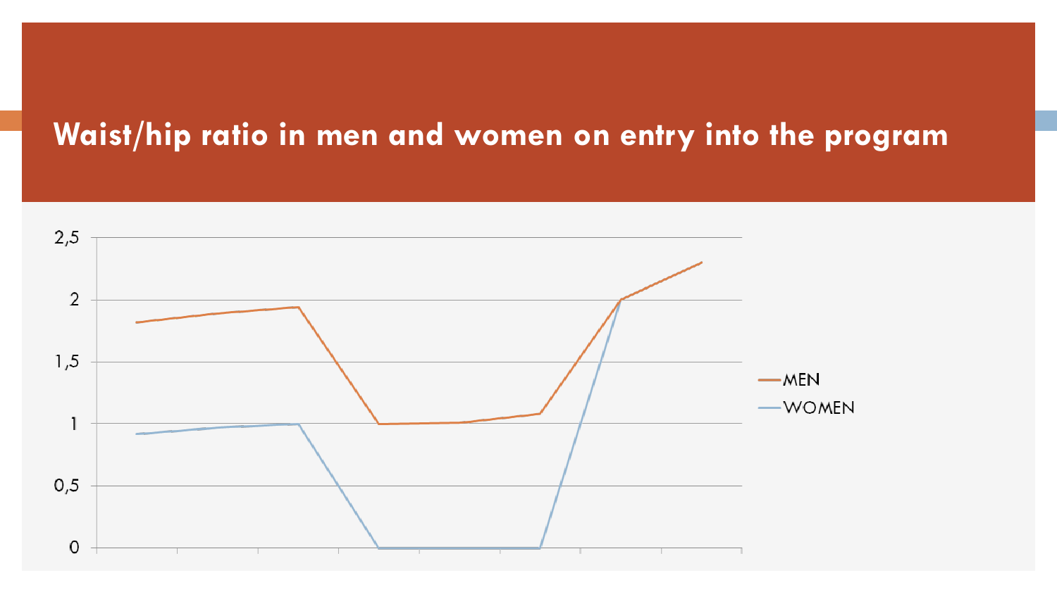# Waist/hip ratio in men and women on entry into the program

| | MEN | WOMEN |
|---|---|---|
| 1 | 1,82 | 0,92 |
| 2 | 1,94 | 1 |
| 3 | 1 | 0 |
| 4 | 1,08 | 0 |
| 5 | 2 | 2 |
| 6 | 2,3 | |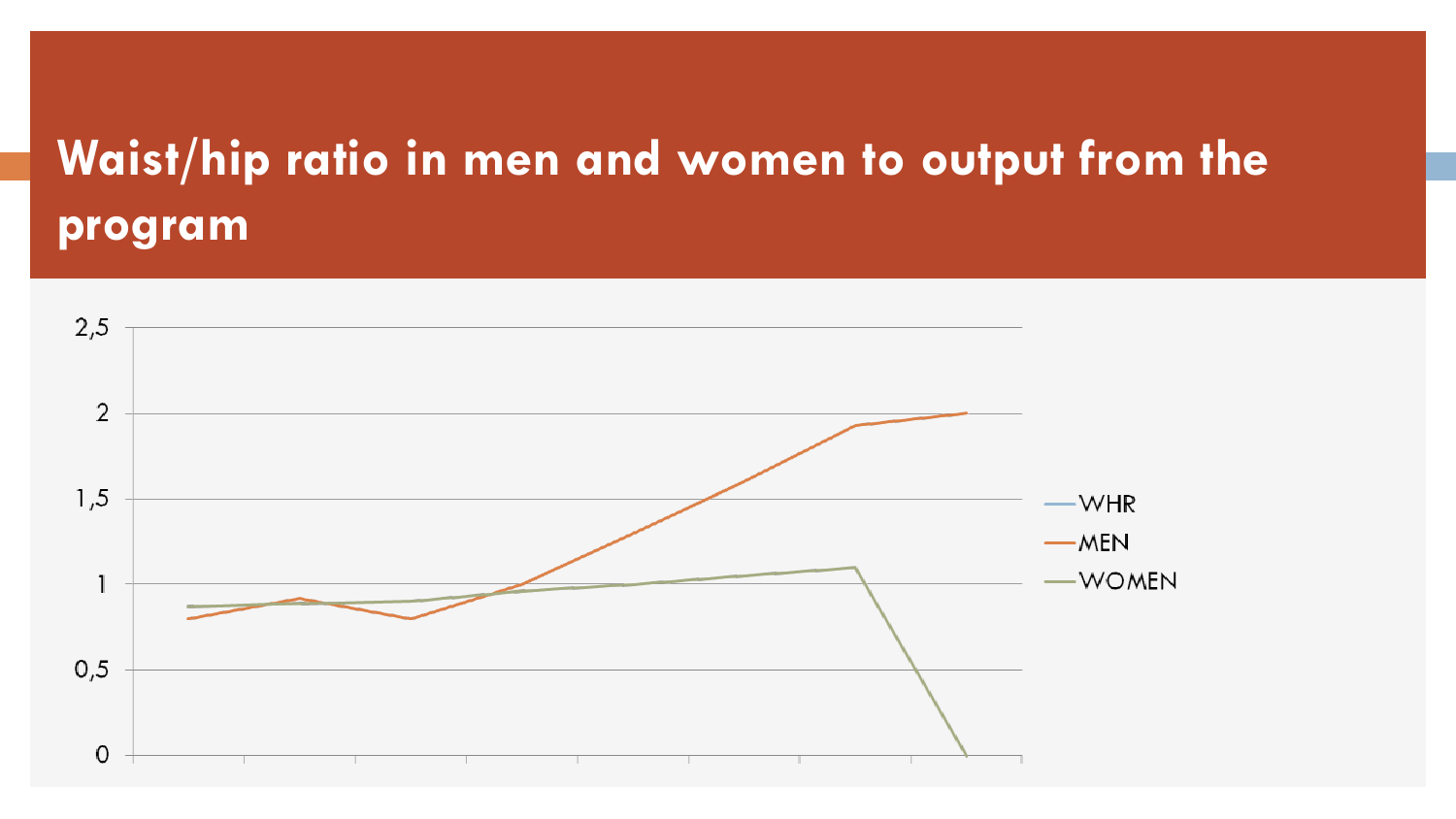# Waist/hip ratio in men and women to output from the program

2,5

2

1,5

1

0,5

0

WHR

MEN

WOMEN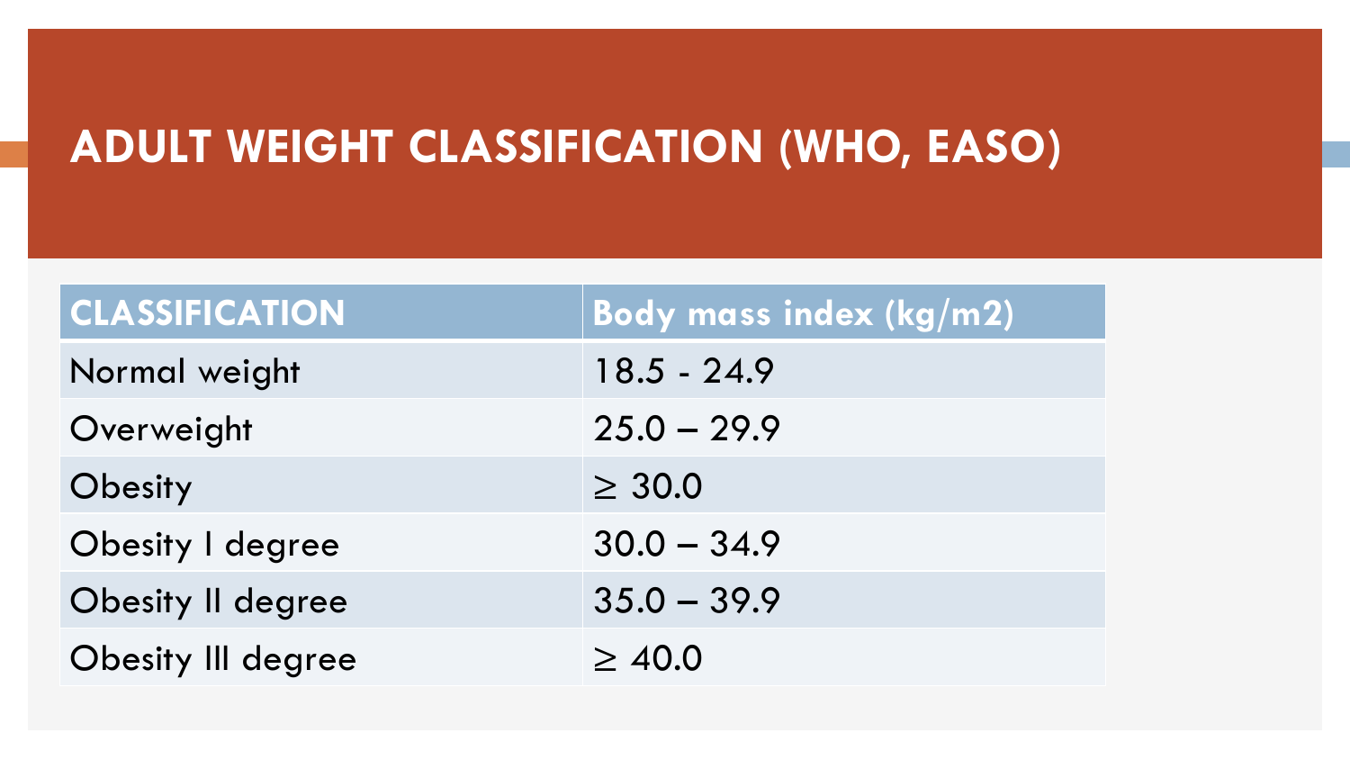# ADULT WEIGHT CLASSIFICATION (WHO, EASO)

| CLASSIFICATION | Body mass index (kg/m2) |
|---|---|
| Normal weight | 18.5 - 24.9 |
| Overweight | 25.0 – 29.9 |
| Obesity | ≥ 30.0 |
| Obesity I degree | 30.0 – 34.9 |
| Obesity II degree | 35.0 – 39.9 |
| Obesity III degree | ≥ 40.0 |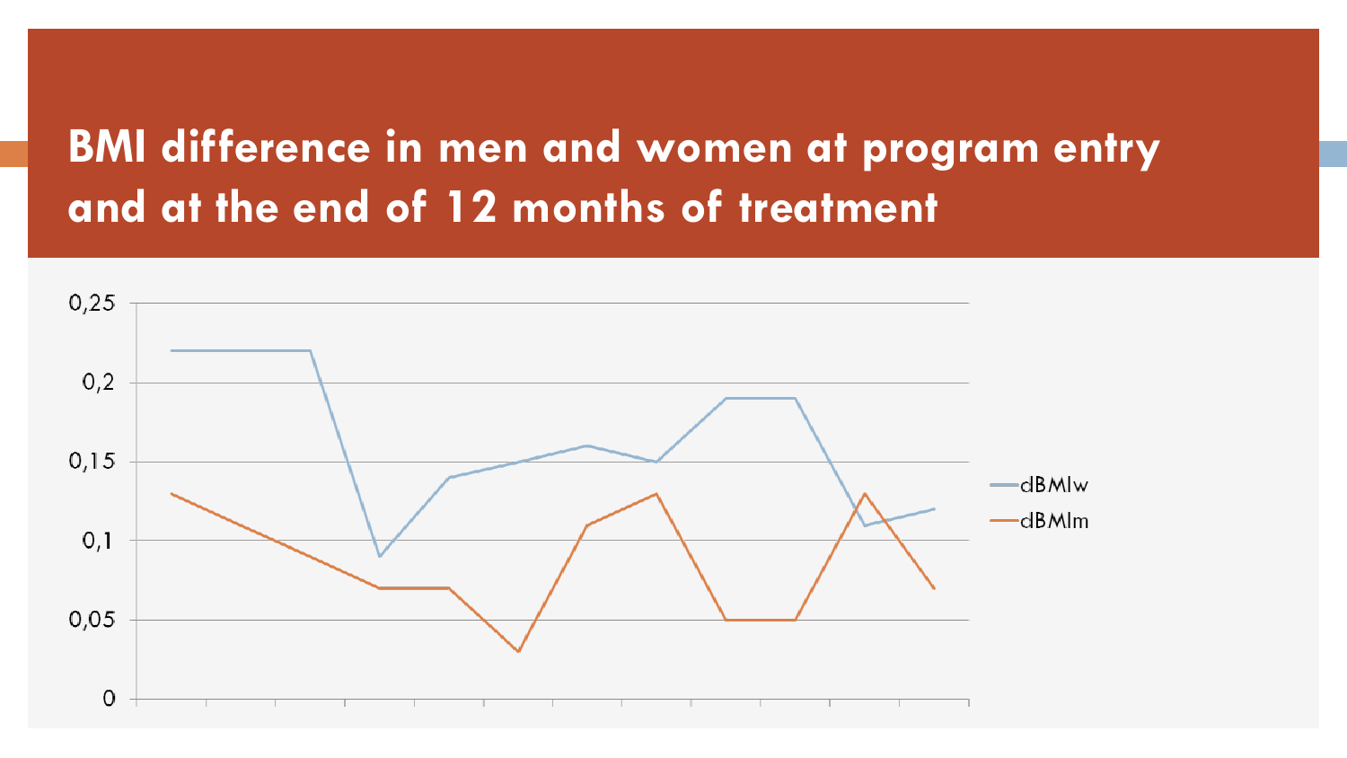# BMI difference in men and women at program entry and at the end of 12 months of treatment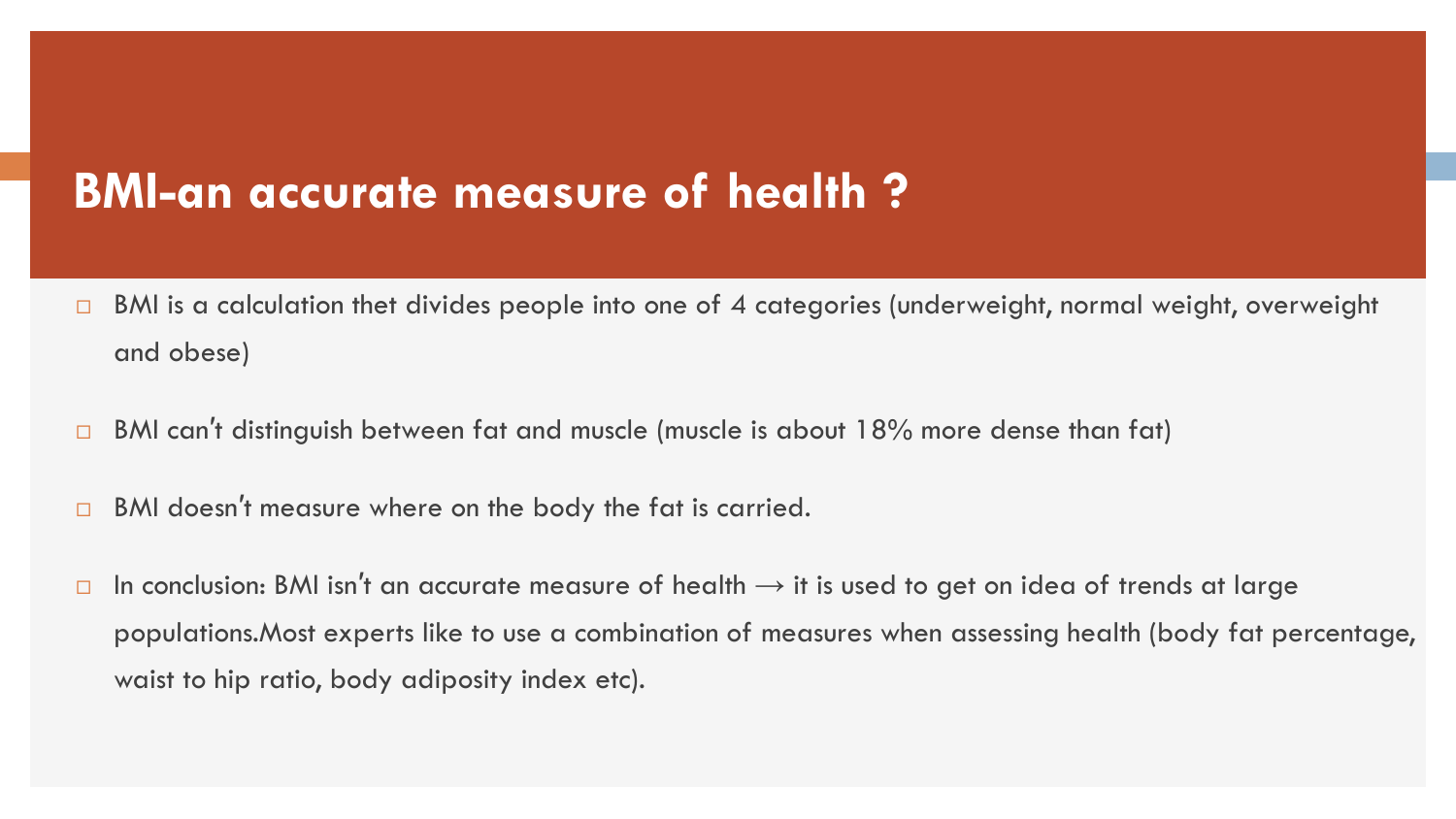# BMI-an accurate measure of health ?

- BMI is a calculation thet divides people into one of 4 categories (underweight, normal weight, overweight and obese)
- BMI can't distinguish between fat and muscle (muscle is about 18% more dense than fat)
- BMI doesn't measure where on the body the fat is carried.
- In conclusion: BMI isn't an accurate measure of health → it is used to get on idea of trends at large populations.Most experts like to use a combination of measures when assessing health (body fat percentage, waist to hip ratio, body adiposity index etc).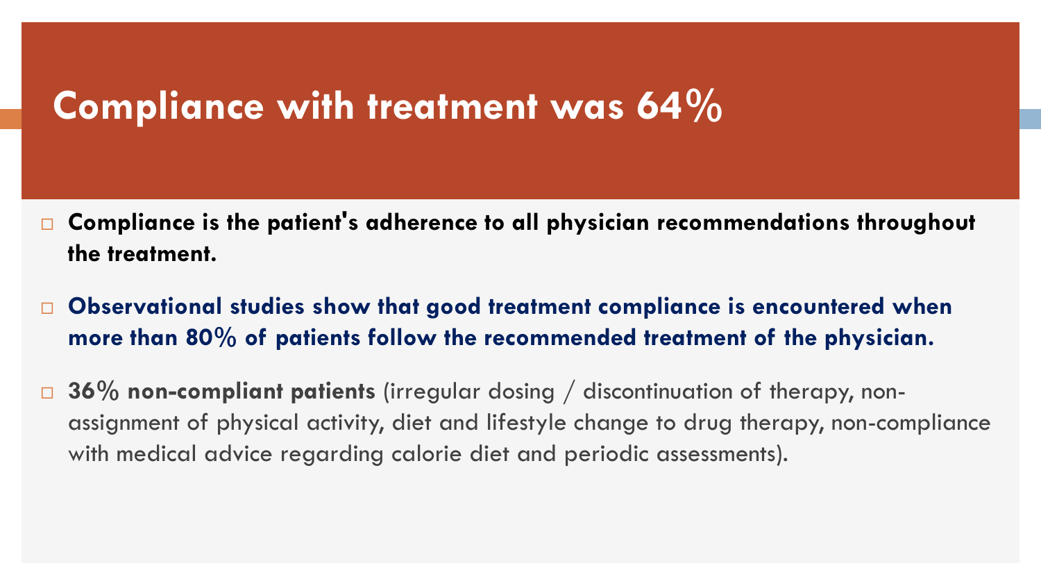# Compliance with treatment was 64%

- **Compliance is the patient's adherence to all physician recommendations throughout the treatment.**
- **Observational studies show that good treatment compliance is encountered when more than 80% of patients follow the recommended treatment of the physician.**
- **36% non-compliant patients** (irregular dosing / discontinuation of therapy, non-assignment of physical activity, diet and lifestyle change to drug therapy, non-compliance with medical advice regarding calorie diet and periodic assessments).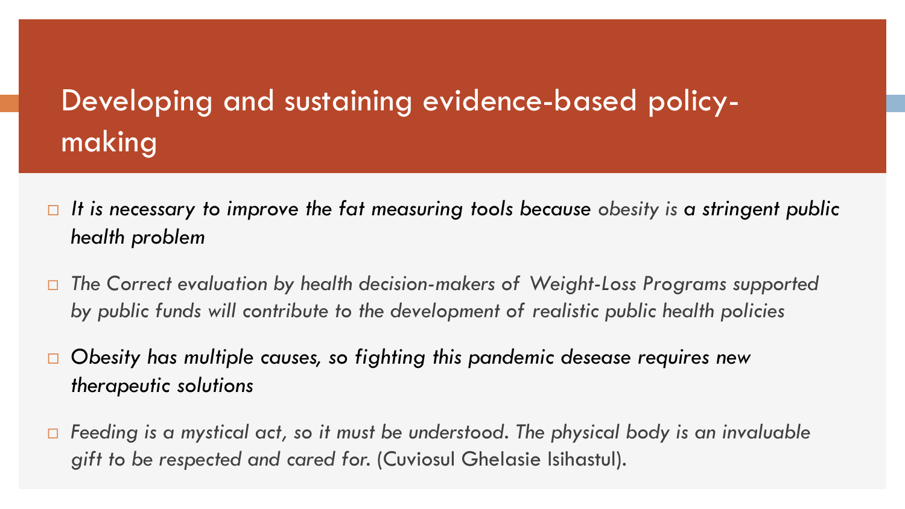# Developing and sustaining evidence-based policy-making

- *It is necessary to improve the fat measuring tools because obesity is a stringent public health problem*
- *The Correct evaluation by health decision-makers of Weight-Loss Programs supported by public funds will contribute to the development of realistic public health policies*
- *Obesity has multiple causes, so fighting this pandemic desease requires new therapeutic solutions*
- *Feeding is a mystical act, so it must be understood. The physical body is an invaluable gift to be respected and cared for.* (Cuviosul Ghelasie Isihastul).